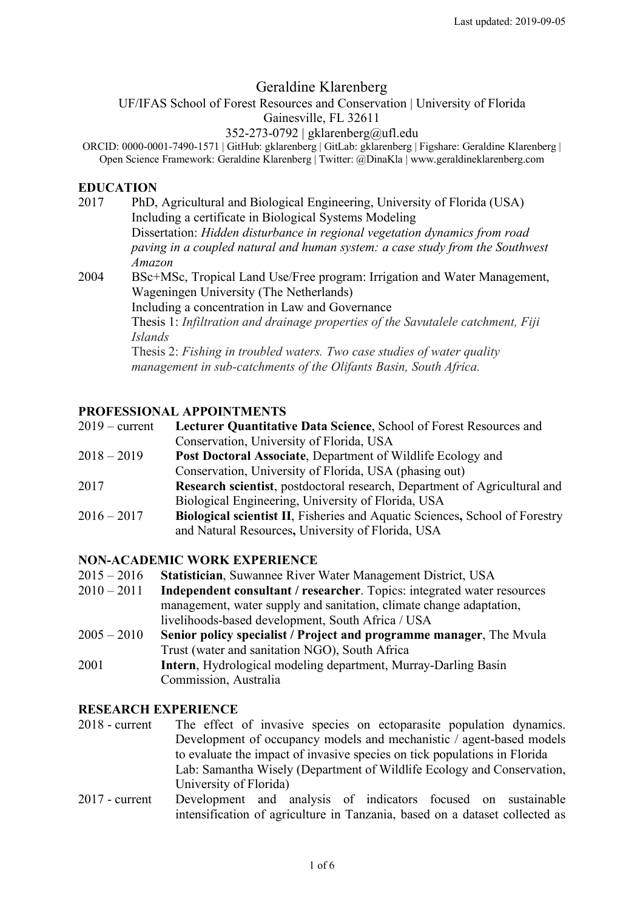Last updated: 2019-09-05

# Geraldine Klarenberg

UF/IFAS School of Forest Resources and Conservation | University of Florida
Gainesville, FL 32611
352-273-0792 | gklarenberg@ufl.edu
ORCID: 0000-0001-7490-1571 | GitHub: gklarenberg | GitLab: gklarenberg | Figshare: Geraldine Klarenberg | Open Science Framework: Geraldine Klarenberg | Twitter: @DinaKla | www.geraldineklarenberg.com

## EDUCATION

2017 PhD, Agricultural and Biological Engineering, University of Florida (USA)
Including a certificate in Biological Systems Modeling
Dissertation: *Hidden disturbance in regional vegetation dynamics from road paving in a coupled natural and human system: a case study from the Southwest Amazon*

2004 BSc+MSc, Tropical Land Use/Free program: Irrigation and Water Management, Wageningen University (The Netherlands)
Including a concentration in Law and Governance
Thesis 1: *Infiltration and drainage properties of the Savutalele catchment, Fiji Islands*
Thesis 2: *Fishing in troubled waters. Two case studies of water quality management in sub-catchments of the Olifants Basin, South Africa.*

## PROFESSIONAL APPOINTMENTS

2019 – current **Lecturer Quantitative Data Science**, School of Forest Resources and Conservation, University of Florida, USA

2018 – 2019 **Post Doctoral Associate**, Department of Wildlife Ecology and Conservation, University of Florida, USA (phasing out)

2017 **Research scientist**, postdoctoral research, Department of Agricultural and Biological Engineering, University of Florida, USA

2016 – 2017 **Biological scientist II**, Fisheries and Aquatic Sciences**,** School of Forestry and Natural Resources**,** University of Florida, USA

## NON-ACADEMIC WORK EXPERIENCE

2015 – 2016 **Statistician**, Suwannee River Water Management District, USA

2010 – 2011 **Independent consultant / researcher**. Topics: integrated water resources management, water supply and sanitation, climate change adaptation, livelihoods-based development, South Africa / USA

2005 – 2010 **Senior policy specialist / Project and programme manager**, The Mvula Trust (water and sanitation NGO), South Africa

2001 **Intern**, Hydrological modeling department, Murray-Darling Basin Commission, Australia

## RESEARCH EXPERIENCE

2018 - current The effect of invasive species on ectoparasite population dynamics. Development of occupancy models and mechanistic / agent-based models to evaluate the impact of invasive species on tick populations in Florida
Lab: Samantha Wisely (Department of Wildlife Ecology and Conservation, University of Florida)

2017 - current Development and analysis of indicators focused on sustainable intensification of agriculture in Tanzania, based on a dataset collected as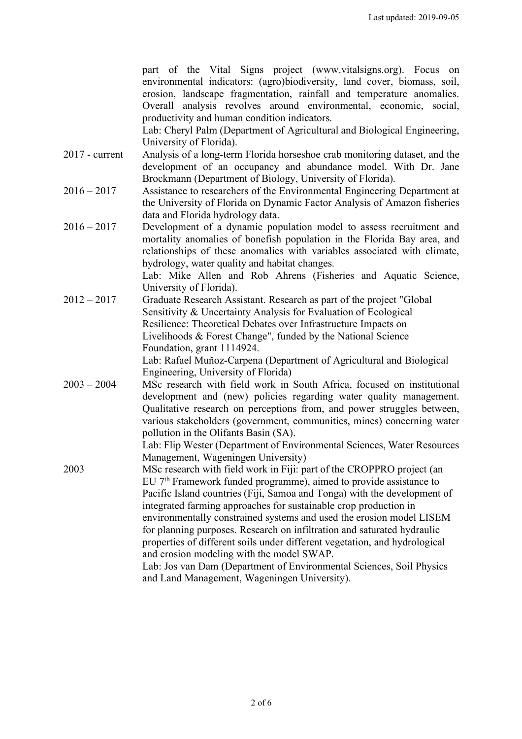part of the Vital Signs project (www.vitalsigns.org). Focus on environmental indicators: (agro)biodiversity, land cover, biomass, soil, erosion, landscape fragmentation, rainfall and temperature anomalies. Overall analysis revolves around environmental, economic, social, productivity and human condition indicators.
Lab: Cheryl Palm (Department of Agricultural and Biological Engineering, University of Florida).

2017 - current — Analysis of a long-term Florida horseshoe crab monitoring dataset, and the development of an occupancy and abundance model. With Dr. Jane Brockmann (Department of Biology, University of Florida).

2016 – 2017 — Assistance to researchers of the Environmental Engineering Department at the University of Florida on Dynamic Factor Analysis of Amazon fisheries data and Florida hydrology data.

2016 – 2017 — Development of a dynamic population model to assess recruitment and mortality anomalies of bonefish population in the Florida Bay area, and relationships of these anomalies with variables associated with climate, hydrology, water quality and habitat changes.
Lab: Mike Allen and Rob Ahrens (Fisheries and Aquatic Science, University of Florida).

2012 – 2017 — Graduate Research Assistant. Research as part of the project "Global Sensitivity & Uncertainty Analysis for Evaluation of Ecological Resilience: Theoretical Debates over Infrastructure Impacts on Livelihoods & Forest Change", funded by the National Science Foundation, grant 1114924.
Lab: Rafael Muñoz-Carpena (Department of Agricultural and Biological Engineering, University of Florida)

2003 – 2004 — MSc research with field work in South Africa, focused on institutional development and (new) policies regarding water quality management. Qualitative research on perceptions from, and power struggles between, various stakeholders (government, communities, mines) concerning water pollution in the Olifants Basin (SA).
Lab: Flip Wester (Department of Environmental Sciences, Water Resources Management, Wageningen University)

2003 — MSc research with field work in Fiji: part of the CROPPRO project (an EU 7th Framework funded programme), aimed to provide assistance to Pacific Island countries (Fiji, Samoa and Tonga) with the development of integrated farming approaches for sustainable crop production in environmentally constrained systems and used the erosion model LISEM for planning purposes. Research on infiltration and saturated hydraulic properties of different soils under different vegetation, and hydrological and erosion modeling with the model SWAP.
Lab: Jos van Dam (Department of Environmental Sciences, Soil Physics and Land Management, Wageningen University).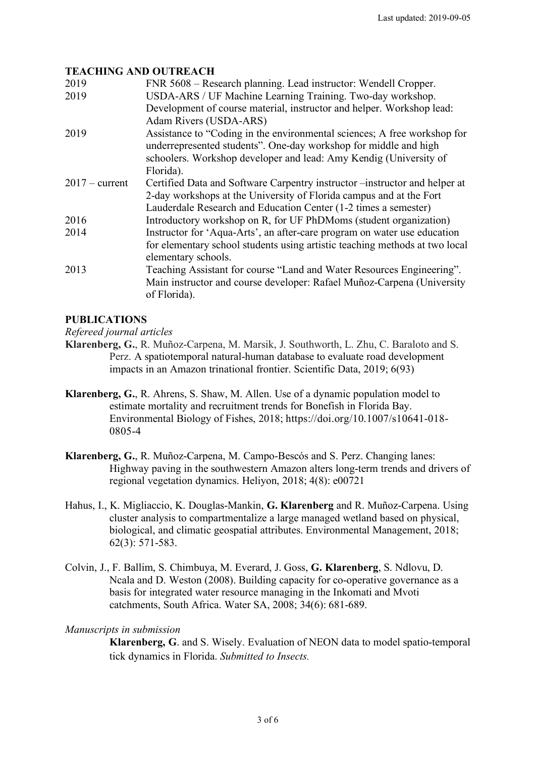## TEACHING AND OUTREACH

| | |
|---|---|
| 2019 | FNR 5608 – Research planning. Lead instructor: Wendell Cropper. |
| 2019 | USDA-ARS / UF Machine Learning Training. Two-day workshop. Development of course material, instructor and helper. Workshop lead: Adam Rivers (USDA-ARS) |
| 2019 | Assistance to "Coding in the environmental sciences; A free workshop for underrepresented students". One-day workshop for middle and high schoolers. Workshop developer and lead: Amy Kendig (University of Florida). |
| 2017 – current | Certified Data and Software Carpentry instructor –instructor and helper at 2-day workshops at the University of Florida campus and at the Fort Lauderdale Research and Education Center (1-2 times a semester) |
| 2016 | Introductory workshop on R, for UF PhDMoms (student organization) |
| 2014 | Instructor for 'Aqua-Arts', an after-care program on water use education for elementary school students using artistic teaching methods at two local elementary schools. |
| 2013 | Teaching Assistant for course "Land and Water Resources Engineering". Main instructor and course developer: Rafael Muñoz-Carpena (University of Florida). |

## PUBLICATIONS

*Refereed journal articles*

**Klarenberg, G.**, R. Muñoz-Carpena, M. Marsik, J. Southworth, L. Zhu, C. Baraloto and S. Perz. A spatiotemporal natural-human database to evaluate road development impacts in an Amazon trinational frontier. Scientific Data, 2019; 6(93)

**Klarenberg, G.**, R. Ahrens, S. Shaw, M. Allen. Use of a dynamic population model to estimate mortality and recruitment trends for Bonefish in Florida Bay. Environmental Biology of Fishes, 2018; https://doi.org/10.1007/s10641-018-0805-4

**Klarenberg, G.**, R. Muñoz-Carpena, M. Campo-Bescós and S. Perz. Changing lanes: Highway paving in the southwestern Amazon alters long-term trends and drivers of regional vegetation dynamics. Heliyon, 2018; 4(8): e00721

Hahus, I., K. Migliaccio, K. Douglas-Mankin, **G. Klarenberg** and R. Muñoz-Carpena. Using cluster analysis to compartmentalize a large managed wetland based on physical, biological, and climatic geospatial attributes. Environmental Management, 2018; 62(3): 571-583.

Colvin, J., F. Ballim, S. Chimbuya, M. Everard, J. Goss, **G. Klarenberg**, S. Ndlovu, D. Ncala and D. Weston (2008). Building capacity for co-operative governance as a basis for integrated water resource managing in the Inkomati and Mvoti catchments, South Africa. Water SA, 2008; 34(6): 681-689.

*Manuscripts in submission*

**Klarenberg, G**. and S. Wisely. Evaluation of NEON data to model spatio-temporal tick dynamics in Florida. *Submitted to Insects.*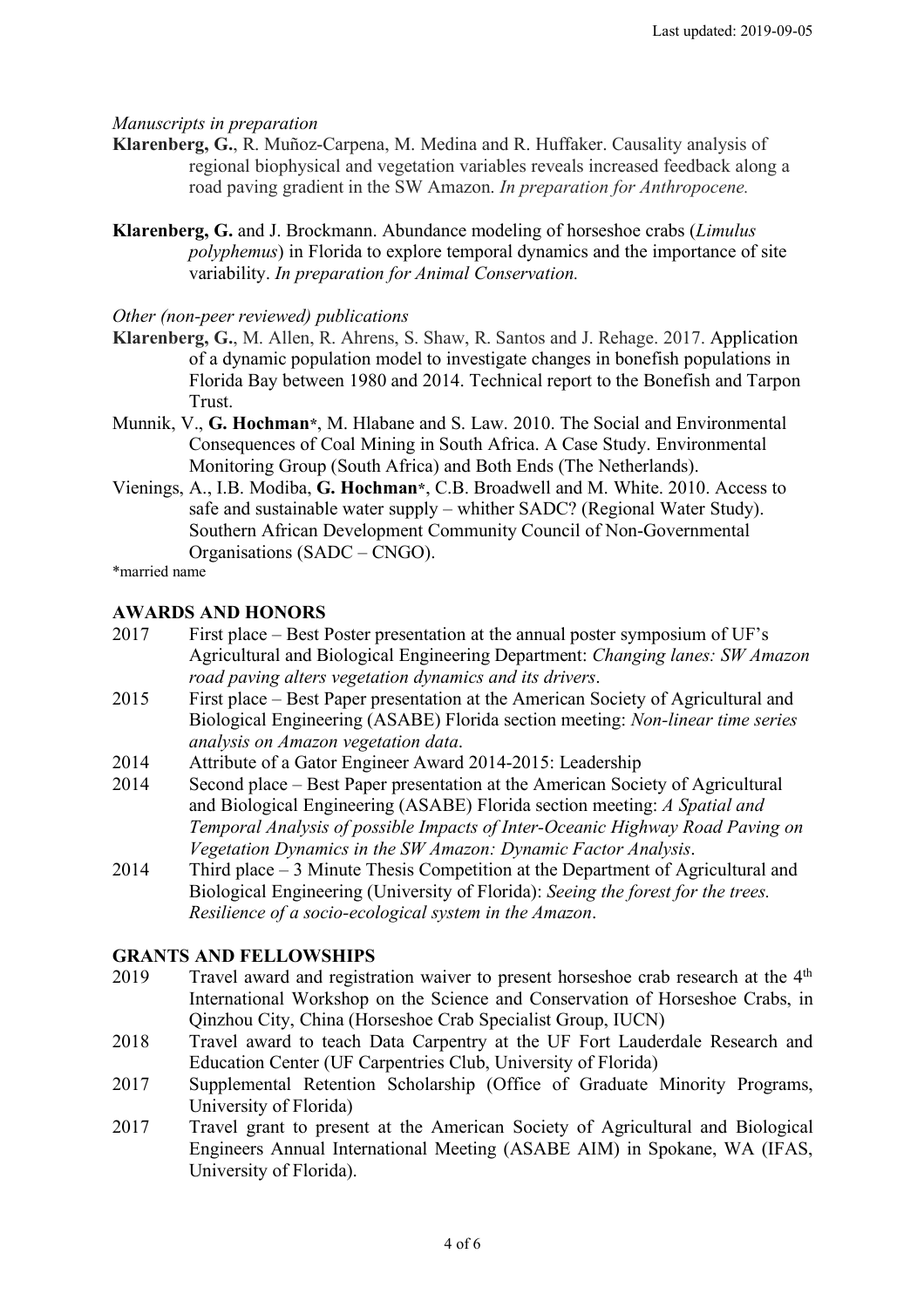*Manuscripts in preparation*

**Klarenberg, G.**, R. Muñoz-Carpena, M. Medina and R. Huffaker. Causality analysis of regional biophysical and vegetation variables reveals increased feedback along a road paving gradient in the SW Amazon. *In preparation for Anthropocene.*

**Klarenberg, G.** and J. Brockmann. Abundance modeling of horseshoe crabs (*Limulus polyphemus*) in Florida to explore temporal dynamics and the importance of site variability. *In preparation for Animal Conservation.*

*Other (non-peer reviewed) publications*

**Klarenberg, G.**, M. Allen, R. Ahrens, S. Shaw, R. Santos and J. Rehage. 2017. Application of a dynamic population model to investigate changes in bonefish populations in Florida Bay between 1980 and 2014. Technical report to the Bonefish and Tarpon Trust.

Munnik, V., **G. Hochman***, M. Hlabane and S. Law. 2010. The Social and Environmental Consequences of Coal Mining in South Africa. A Case Study. Environmental Monitoring Group (South Africa) and Both Ends (The Netherlands).

Vienings, A., I.B. Modiba, **G. Hochman***, C.B. Broadwell and M. White. 2010. Access to safe and sustainable water supply – whither SADC? (Regional Water Study). Southern African Development Community Council of Non-Governmental Organisations (SADC – CNGO).

*married name

## AWARDS AND HONORS

- 2017 First place – Best Poster presentation at the annual poster symposium of UF's Agricultural and Biological Engineering Department: *Changing lanes: SW Amazon road paving alters vegetation dynamics and its drivers*.
- 2015 First place – Best Paper presentation at the American Society of Agricultural and Biological Engineering (ASABE) Florida section meeting: *Non-linear time series analysis on Amazon vegetation data*.
- 2014 Attribute of a Gator Engineer Award 2014-2015: Leadership
- 2014 Second place – Best Paper presentation at the American Society of Agricultural and Biological Engineering (ASABE) Florida section meeting: *A Spatial and Temporal Analysis of possible Impacts of Inter-Oceanic Highway Road Paving on Vegetation Dynamics in the SW Amazon: Dynamic Factor Analysis*.
- 2014 Third place – 3 Minute Thesis Competition at the Department of Agricultural and Biological Engineering (University of Florida): *Seeing the forest for the trees. Resilience of a socio-ecological system in the Amazon*.

## GRANTS AND FELLOWSHIPS

- 2019 Travel award and registration waiver to present horseshoe crab research at the 4th International Workshop on the Science and Conservation of Horseshoe Crabs, in Qinzhou City, China (Horseshoe Crab Specialist Group, IUCN)
- 2018 Travel award to teach Data Carpentry at the UF Fort Lauderdale Research and Education Center (UF Carpentries Club, University of Florida)
- 2017 Supplemental Retention Scholarship (Office of Graduate Minority Programs, University of Florida)
- 2017 Travel grant to present at the American Society of Agricultural and Biological Engineers Annual International Meeting (ASABE AIM) in Spokane, WA (IFAS, University of Florida).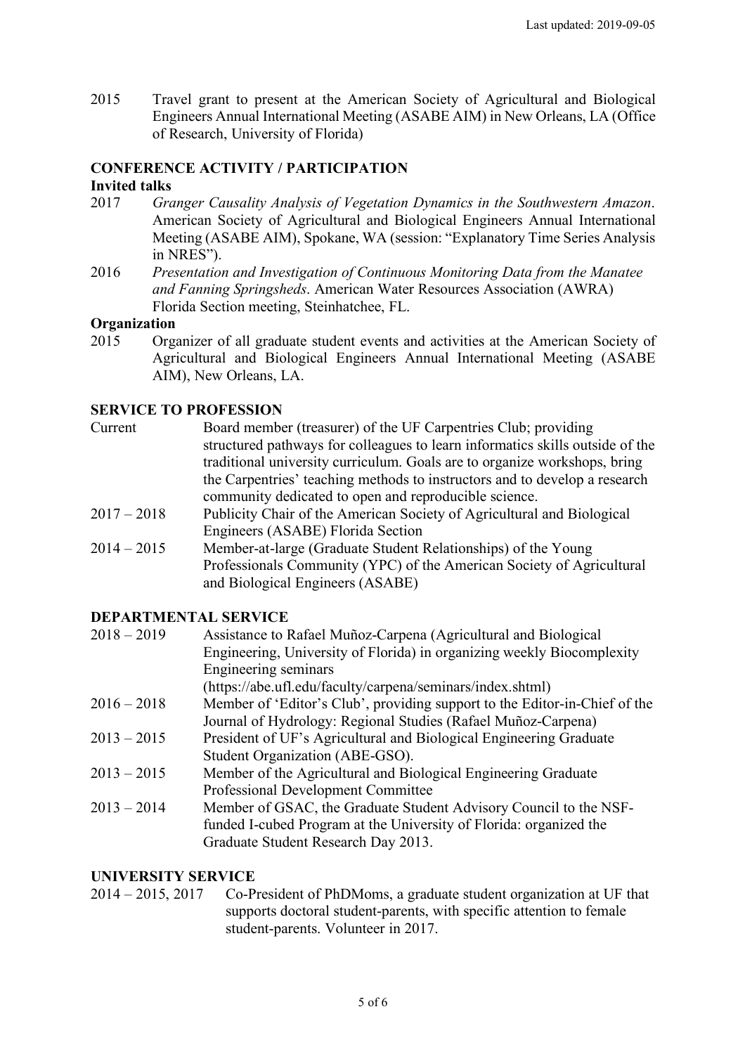2015 Travel grant to present at the American Society of Agricultural and Biological Engineers Annual International Meeting (ASABE AIM) in New Orleans, LA (Office of Research, University of Florida)

## CONFERENCE ACTIVITY / PARTICIPATION

### Invited talks

2017 *Granger Causality Analysis of Vegetation Dynamics in the Southwestern Amazon*. American Society of Agricultural and Biological Engineers Annual International Meeting (ASABE AIM), Spokane, WA (session: "Explanatory Time Series Analysis in NRES").

2016 *Presentation and Investigation of Continuous Monitoring Data from the Manatee and Fanning Springsheds*. American Water Resources Association (AWRA) Florida Section meeting, Steinhatchee, FL.

### Organization

2015 Organizer of all graduate student events and activities at the American Society of Agricultural and Biological Engineers Annual International Meeting (ASABE AIM), New Orleans, LA.

## SERVICE TO PROFESSION

Current Board member (treasurer) of the UF Carpentries Club; providing structured pathways for colleagues to learn informatics skills outside of the traditional university curriculum. Goals are to organize workshops, bring the Carpentries' teaching methods to instructors and to develop a research community dedicated to open and reproducible science.

2017 – 2018 Publicity Chair of the American Society of Agricultural and Biological Engineers (ASABE) Florida Section

2014 – 2015 Member-at-large (Graduate Student Relationships) of the Young Professionals Community (YPC) of the American Society of Agricultural and Biological Engineers (ASABE)

## DEPARTMENTAL SERVICE

2018 – 2019 Assistance to Rafael Muñoz-Carpena (Agricultural and Biological Engineering, University of Florida) in organizing weekly Biocomplexity Engineering seminars (https://abe.ufl.edu/faculty/carpena/seminars/index.shtml)

2016 – 2018 Member of 'Editor's Club', providing support to the Editor-in-Chief of the Journal of Hydrology: Regional Studies (Rafael Muñoz-Carpena)

2013 – 2015 President of UF's Agricultural and Biological Engineering Graduate Student Organization (ABE-GSO).

2013 – 2015 Member of the Agricultural and Biological Engineering Graduate Professional Development Committee

2013 – 2014 Member of GSAC, the Graduate Student Advisory Council to the NSF-funded I-cubed Program at the University of Florida: organized the Graduate Student Research Day 2013.

## UNIVERSITY SERVICE

2014 – 2015, 2017 Co-President of PhDMoms, a graduate student organization at UF that supports doctoral student-parents, with specific attention to female student-parents. Volunteer in 2017.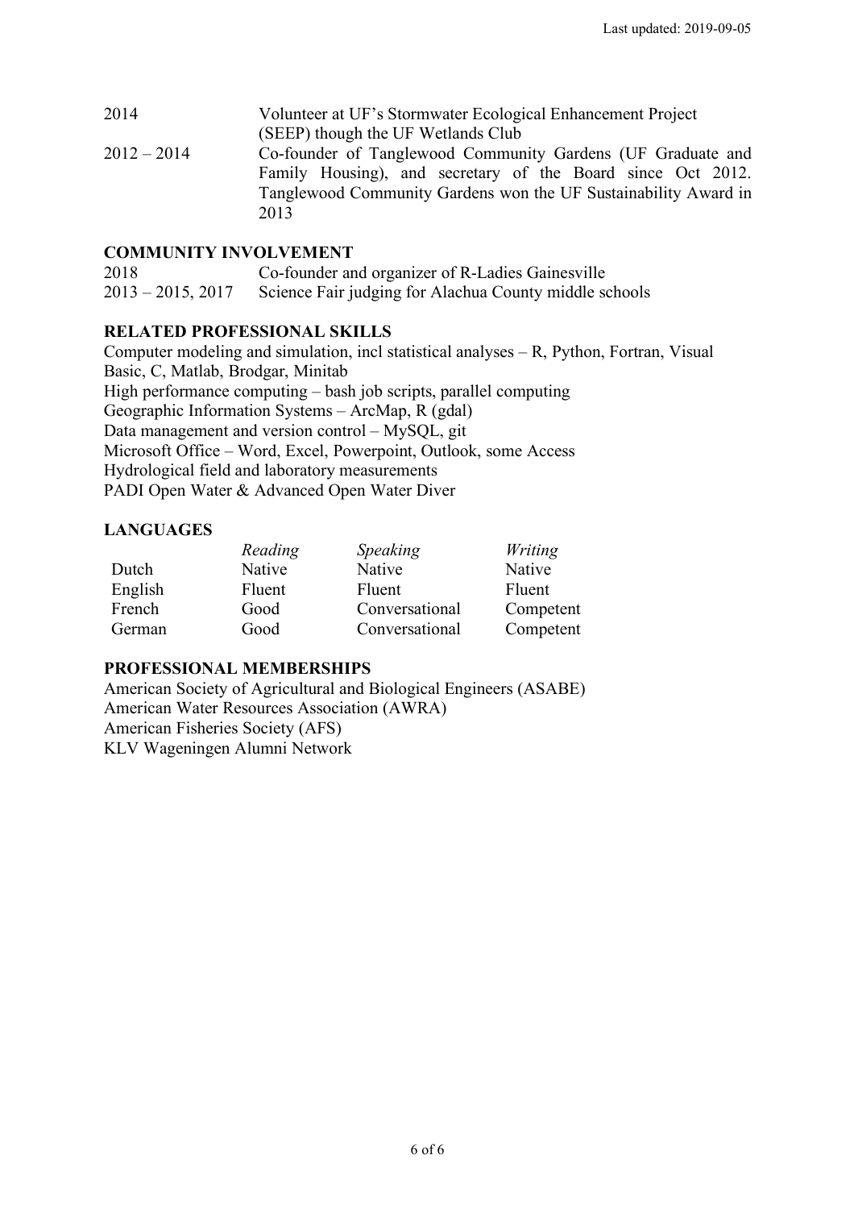| | |
|---|---|
| 2014 | Volunteer at UF's Stormwater Ecological Enhancement Project (SEEP) though the UF Wetlands Club |
| 2012 – 2014 | Co-founder of Tanglewood Community Gardens (UF Graduate and Family Housing), and secretary of the Board since Oct 2012. Tanglewood Community Gardens won the UF Sustainability Award in 2013 |

**COMMUNITY INVOLVEMENT**

| | |
|---|---|
| 2018 | Co-founder and organizer of R-Ladies Gainesville |
| 2013 – 2015, 2017 | Science Fair judging for Alachua County middle schools |

**RELATED PROFESSIONAL SKILLS**

Computer modeling and simulation, incl statistical analyses – R, Python, Fortran, Visual Basic, C, Matlab, Brodgar, Minitab
High performance computing – bash job scripts, parallel computing
Geographic Information Systems – ArcMap, R (gdal)
Data management and version control – MySQL, git
Microsoft Office – Word, Excel, Powerpoint, Outlook, some Access
Hydrological field and laboratory measurements
PADI Open Water & Advanced Open Water Diver

**LANGUAGES**

| | *Reading* | *Speaking* | *Writing* |
|---|---|---|---|
| Dutch | Native | Native | Native |
| English | Fluent | Fluent | Fluent |
| French | Good | Conversational | Competent |
| German | Good | Conversational | Competent |

**PROFESSIONAL MEMBERSHIPS**

American Society of Agricultural and Biological Engineers (ASABE)
American Water Resources Association (AWRA)
American Fisheries Society (AFS)
KLV Wageningen Alumni Network